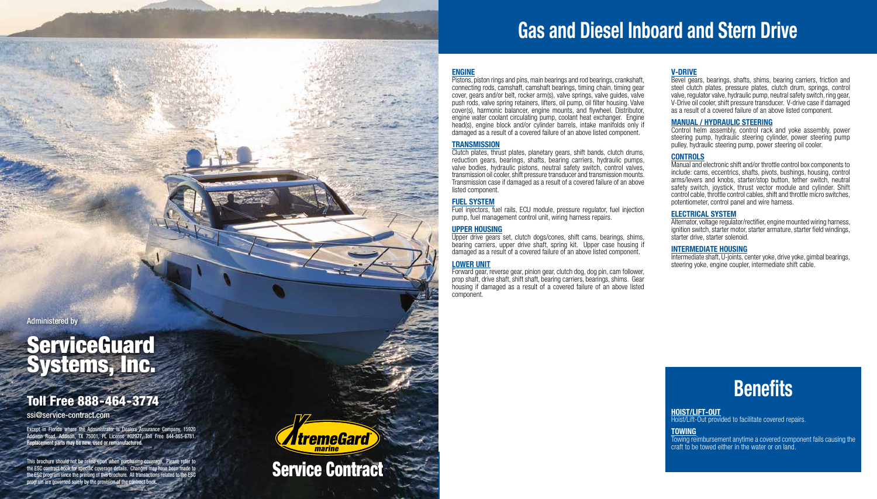# Gas and Diesel Inboard and Stern Drive

### ENGINE

Pistons, piston rings and pins, main bearings and rod bearings, crankshaft, connecting rods, camshaft, camshaft bearings, timing chain, timing gear cover, gears and/or belt, rocker arm(s), valve springs, valve guides, valve push rods, valve spring retainers, lifters, oil pump, oil filter housing. Valve cover(s), harmonic balancer, engine mounts, and flywheel. Distributor, engine water coolant circulating pump, coolant heat exchanger. Engine head(s), engine block and/or cylinder barrels, intake manifolds only if damaged as a result of a covered failure of an above listed component.

### TRANSMISSION

Clutch plates, thrust plates, planetary gears, shift bands, clutch drums, reduction gears, bearings, shafts, bearing carriers, hydraulic pumps, valve bodies, hydraulic pistons, neutral safety switch, control valves, transmission oil cooler, shift pressure transducer and transmission mounts. Transmission case if damaged as a result of a covered failure of an above listed component.

### FUEL SYSTEM

Fuel injectors, fuel rails, ECU module, pressure regulator, fuel injection pump, fuel management control unit, wiring harness repairs.

### UPPER HOUSING

Upper drive gears set, clutch dogs/cones, shift cams, bearings, shims, bearing carriers, upper drive shaft, spring kit. Upper case housing if damaged as a result of a covered failure of an above listed component.

### LOWER UNIT

Forward gear, reverse gear, pinion gear, clutch dog, dog pin, cam follower, prop shaft, drive shaft, shift shaft, bearing carriers, bearings, shims. Gear housing if damaged as a result of a covered failure of an above listed component.

### V-DRIVE

Bevel gears, bearings, shafts, shims, bearing carriers, friction and steel clutch plates, pressure plates, clutch drum, springs, control valve, regulator valve, hydraulic pump, neutral safety switch, ring gear, V-Drive oil cooler, shift pressure transducer. V-drive case if damaged as a result of a covered failure of an above listed component.

### MANUAL / HYDRAULIC STEERING

Control helm assembly, control rack and yoke assembly, power steering pump, hydraulic steering cylinder, power steering pump pulley, hydraulic steering pump, power steering oil cooler.

### CONTROLS

Manual and electronic shift and/or throttle control box components to include: cams, eccentrics, shafts, pivots, bushings, housing, control arms/levers and knobs, starter/stop button, tether switch, neutral safety switch, joystick, thrust vector module and cylinder. Shift control cable, throttle control cables, shift and throttle micro switches, potentiometer, control panel and wire harness.

### ELECTRICAL SYSTEM

Alternator, voltage regulator/rectifier, engine mounted wiring harness, ignition switch, starter motor, starter armature, starter field windings, starter drive, starter solenoid.

### INTERMEDIATE HOUSING

Intermediate shaft, U-joints, center yoke, drive yoke, gimbal bearings, steering yoke, engine coupler, intermediate shift cable.

## Benefits

### HOIST/LIFT-OUT

Hoist/Lift-Out provided to facilitate covered repairs.

### TOWING

Towing reimbursement anytime a covered component fails causing the craft to be towed either in the water or on land.

Administered by

## ServiceGuard Systems, Inc.

## Toll Free 888-464-3774

ssi@service-contract.com

Except in Florida where the Administrator is Dealers Assurance Company, 15920 Addison Road, Addison, TX 75001, FL License #02977, Toll Free 844-865-6781. **Replacement parts may be new, used or remanufactured.**

This brochure should not be relied upon when purchasing coverage. Please refer to the ESC contract book for specific coverage details. Changes may have been made to the ESC program since the printing of this brochure. All transactions related to the ESC program are governed solely by the provision of the contract book.

XtremeGard® marine

## Service Contract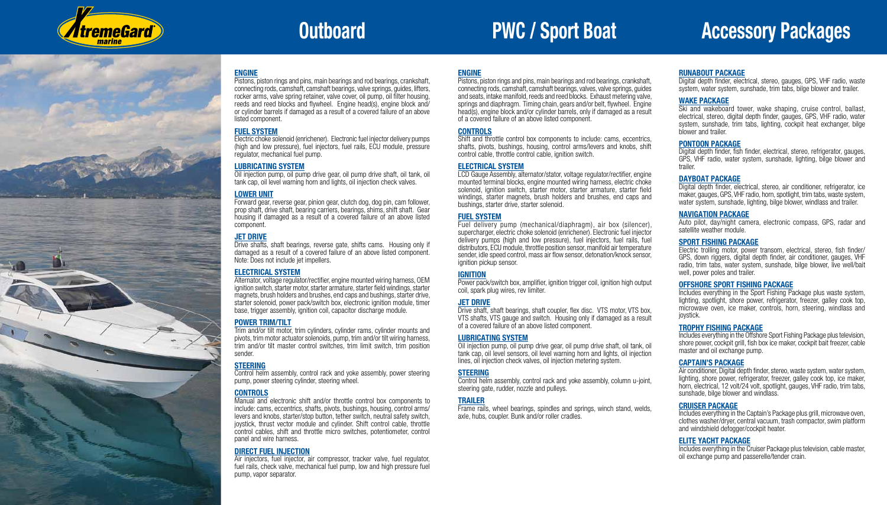# Outboard

### ENGINE

Pistons, piston rings and pins, main bearings and rod bearings, crankshaft, connecting rods, camshaft, camshaft bearings, valve springs, guides, lifters, rocker arms, valve spring retainer, valve cover, oil pump, oil filter housing, reeds and reed blocks and flywheel. Engine head(s), engine block and/ or cylinder barrels if damaged as a result of a covered failure of an above listed component.

### FUEL SYSTEM

Electric choke solenoid (enrichener). Electronic fuel injector delivery pumps (high and low pressure), fuel injectors, fuel rails, ECU module, pressure regulator, mechanical fuel pump.

### LUBRICATING SYSTEM

Oil injection pump, oil pump drive gear, oil pump drive shaft, oil tank, oil tank cap, oil level warning horn and lights, oil injection check valves.

### LOWER UNIT

Forward gear, reverse gear, pinion gear, clutch dog, dog pin, cam follower, prop shaft, drive shaft, bearing carriers, bearings, shims, shift shaft. Gear housing if damaged as a result of a covered failure of an above listed component.

### JET DRIVE

Drive shafts, shaft bearings, reverse gate, shifts cams. Housing only if damaged as a result of a covered failure of an above listed component. Note: Does not include jet impellers.

### ELECTRICAL SYSTEM

Alternator, voltage regulator/rectifier, engine mounted wiring harness, OEM ignition switch, starter motor, starter armature, starter field windings, starter magnets, brush holders and brushes, end caps and bushings, starter drive, starter solenoid, power pack/switch box, electronic ignition module, timer base, trigger assembly, ignition coil, capacitor discharge module.

### POWER TRIM/TILT

Trim and/or tilt motor, trim cylinders, cylinder rams, cylinder mounts and pivots, trim motor actuator solenoids, pump, trim and/or tilt wiring harness, trim and/or tilt master control switches, trim limit switch, trim position sender.

### STEERING

Control helm assembly, control rack and yoke assembly, power steering pump, power steering cylinder, steering wheel.

### CONTROLS

Manual and electronic shift and/or throttle control box components to include: cams, eccentrics, shafts, pivots, bushings, housing, control arms/ levers and knobs, starter/stop button, tether switch, neutral safety switch, joystick, thrust vector module and cylinder. Shift control cable, throttle control cables, shift and throttle micro switches, potentiometer, control panel and wire harness.

### DIRECT FUEL INJECTION

Air injectors, fuel injector, air compressor, tracker valve, fuel regulator, fuel rails, check valve, mechanical fuel pump, low and high pressure fuel pump, vapor separator.

# PWC / Sport Boat

### ENGINE

Pistons, piston rings and pins, main bearings and rod bearings, crankshaft, connecting rods, camshaft, camshaft bearings, valves, valve springs, guides and seats, intake manifold, reeds and reed blocks. Exhaust metering valve, springs and diaphragm. Timing chain, gears and/or belt, flywheel. Engine head(s), engine block and/or cylinder barrels, only if damaged as a result of a covered failure of an above listed component.

### CONTROLS

Shift and throttle control box components to include: cams, eccentrics, shafts, pivots, bushings, housing, control arms/levers and knobs, shift control cable, throttle control cable, ignition switch.

### ELECTRICAL SYSTEM

LCD Gauge Assembly, alternator/stator, voltage regulator/rectifier, engine mounted terminal blocks, engine mounted wiring harness, electric choke solenoid, ignition switch, starter motor, starter armature, starter field windings, starter magnets, brush holders and brushes, end caps and bushings, starter drive, starter solenoid.

### FUEL SYSTEM

Fuel delivery pump (mechanical/diaphragm), air box (silencer), supercharger, electric choke solenoid (enrichener). Electronic fuel injector delivery pumps (high and low pressure), fuel injectors, fuel rails, fuel distributors, ECU module, throttle position sensor, manifold air temperature sender, idle speed control, mass air flow sensor, detonation/knock sensor, ignition pickup sensor.

### IGNITION

Power pack/switch box, amplifier, ignition trigger coil, ignition high output coil, spark plug wires, rev limiter.

### JET DRIVE

Drive shaft, shaft bearings, shaft coupler, flex disc. VTS motor, VTS box, VTS shafts, VTS gauge and switch. Housing only if damaged as a result of a covered failure of an above listed component.

### LUBRICATING SYSTEM

Oil injection pump, oil pump drive gear, oil pump drive shaft, oil tank, oil tank cap, oil level sensors, oil level warning horn and lights, oil injection lines, oil injection check valves, oil injection metering system.

### STEERING

Control helm assembly, control rack and yoke assembly, column u-joint, steering gate, rudder, nozzle and pulleys.

### TRAILER

Frame rails, wheel bearings, spindles and springs, winch stand, welds, axle, hubs, coupler. Bunk and/or roller cradles.

# Accessory Packages

### RUNABOUT PACKAGE

Digital depth finder, electrical, stereo, gauges, GPS, VHF radio, waste system, water system, sunshade, trim tabs, bilge blower and trailer.

### WAKE PACKAGE

Ski and wakeboard tower, wake shaping, cruise control, ballast, electrical, stereo, digital depth finder, gauges, GPS, VHF radio, water system, sunshade, trim tabs, lighting, cockpit heat exchanger, bilge blower and trailer.

### PONTOON PACKAGE

Digital depth finder, fish finder, electrical, stereo, refrigerator, gauges, GPS, VHF radio, water system, sunshade, lighting, bilge blower and trailer.

### DAYBOAT PACKAGE

Digital depth finder, electrical, stereo, air conditioner, refrigerator, ice maker, gauges, GPS, VHF radio, horn, spotlight, trim tabs, waste system, water system, sunshade, lighting, bilge blower, windlass and trailer.

### NAVIGATION PACKAGE

Auto pilot, day/night camera, electronic compass, GPS, radar and satellite weather module.

### SPORT FISHING PACKAGE

Electric trolling motor, power transom, electrical, stereo, fish finder/ GPS, down riggers, digital depth finder, air conditioner, gauges, VHF radio, trim tabs, water system, sunshade, bilge blower, live well/bait well, power poles and trailer.

### OFFSHORE SPORT FISHING PACKAGE

Includes everything in the Sport Fishing Package plus waste system, lighting, spotlight, shore power, refrigerator, freezer, galley cook top, microwave oven, ice maker, controls, horn, steering, windlass and joystick.

### TROPHY FISHING PACKAGE

Includes everything in the Offshore Sport Fishing Package plus television, shore power, cockpit grill, fish box ice maker, cockpit bait freezer, cable master and oil exchange pump.

### CAPTAIN'S PACKAGE

Air conditioner, Digital depth finder, stereo, waste system, water system, lighting, shore power, refrigerator, freezer, galley cook top, ice maker, horn, electrical, 12 volt/24 volt, spotlight, gauges, VHF radio, trim tabs, sunshade, bilge blower and windlass.

### CRUISER PACKAGE

Includes everything in the Captain's Package plus grill, microwave oven, clothes washer/dryer, central vacuum, trash compactor, swim platform and windshield defogger/cockpit heater.

### ELITE YACHT PACKAGE

Includes everything in the Cruiser Package plus television, cable master, oil exchange pump and passerelle/tender crain.